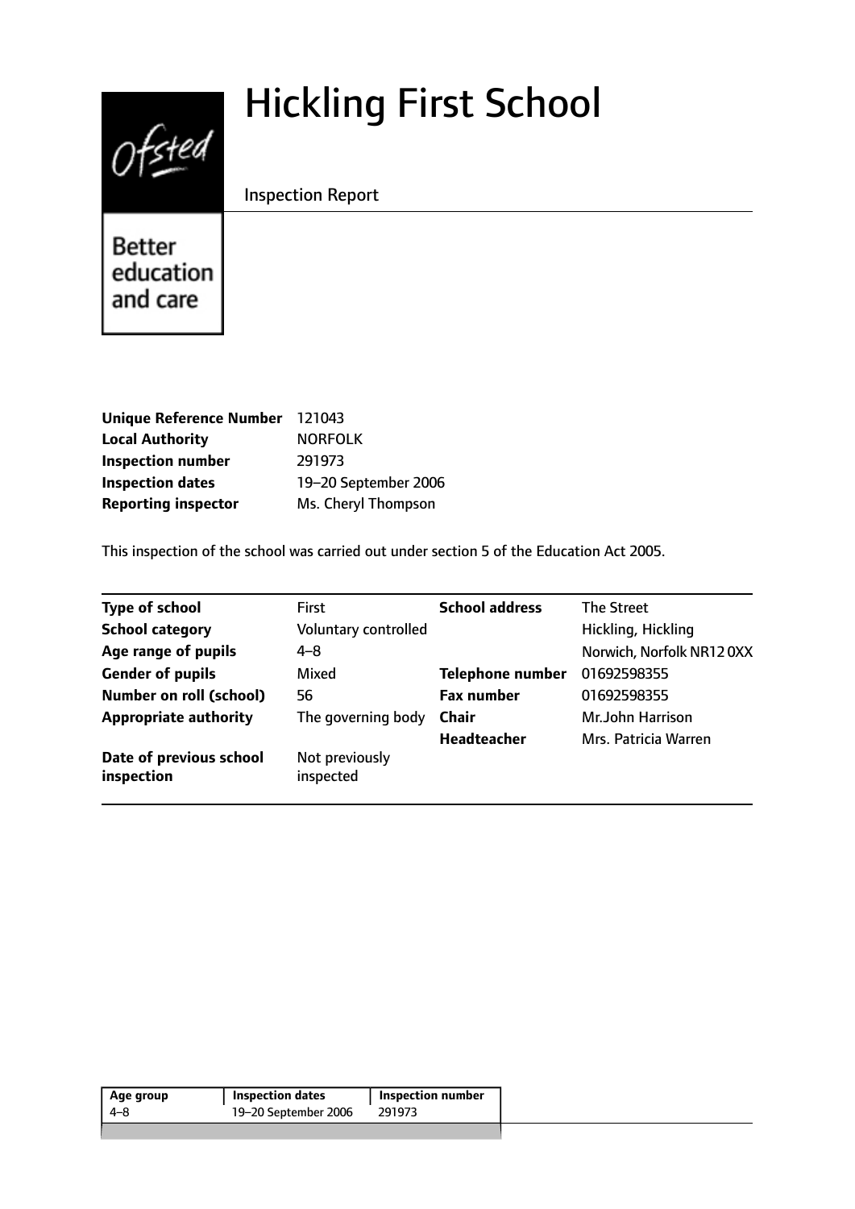# Hickling First School

Inspection Report

Better education and care

| | |
|---|---|
| **Unique Reference Number** | 121043 |
| **Local Authority** | NORFOLK |
| **Inspection number** | 291973 |
| **Inspection dates** | 19–20 September 2006 |
| **Reporting inspector** | Ms. Cheryl Thompson |

This inspection of the school was carried out under section 5 of the Education Act 2005.

| | | | |
|---|---|---|---|
| **Type of school** | First | **School address** | The Street |
| **School category** | Voluntary controlled | | Hickling, Hickling |
| **Age range of pupils** | 4–8 | | Norwich, Norfolk NR12 0XX |
| **Gender of pupils** | Mixed | **Telephone number** | 01692598355 |
| **Number on roll (school)** | 56 | **Fax number** | 01692598355 |
| **Appropriate authority** | The governing body | **Chair** | Mr.John Harrison |
| | | **Headteacher** | Mrs. Patricia Warren |
| **Date of previous school inspection** | Not previously inspected | | |

| Age group | Inspection dates | Inspection number |
|---|---|---|
| 4–8 | 19–20 September 2006 | 291973 |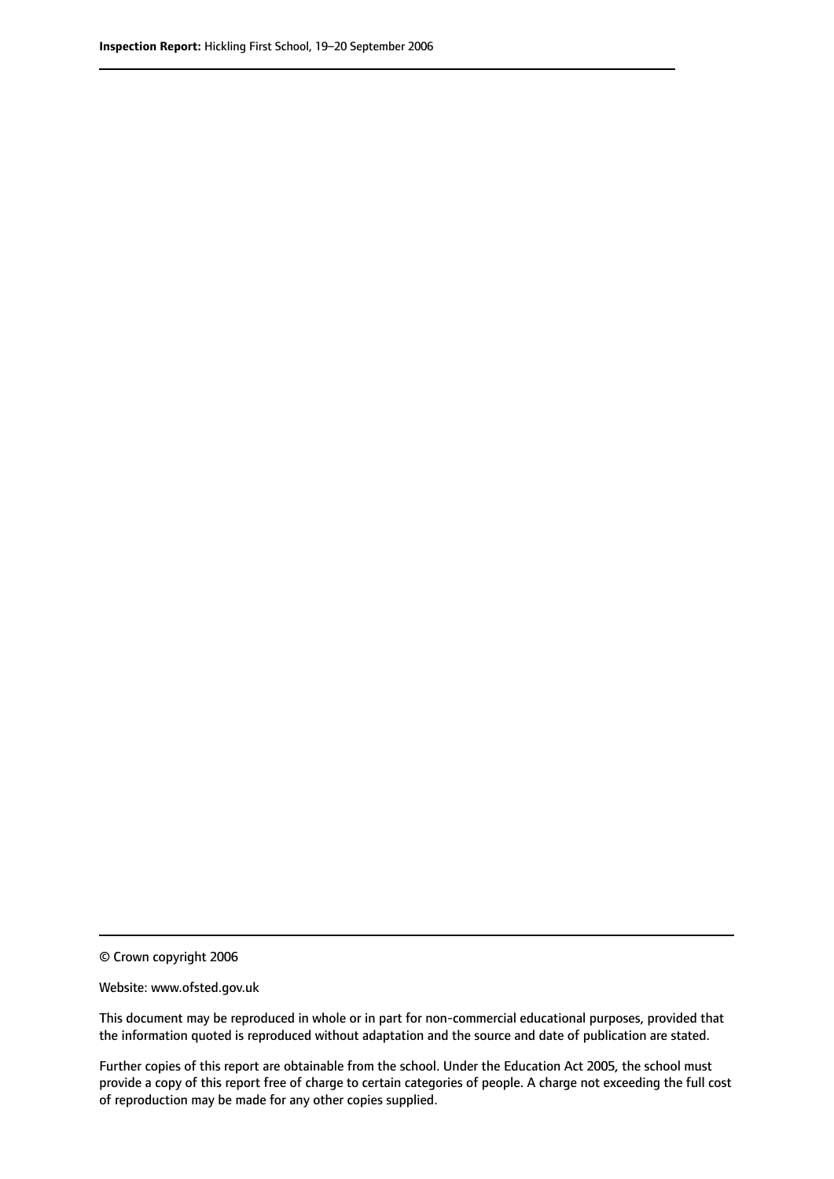© Crown copyright 2006

Website: www.ofsted.gov.uk

This document may be reproduced in whole or in part for non-commercial educational purposes, provided that the information quoted is reproduced without adaptation and the source and date of publication are stated.

Further copies of this report are obtainable from the school. Under the Education Act 2005, the school must provide a copy of this report free of charge to certain categories of people. A charge not exceeding the full cost of reproduction may be made for any other copies supplied.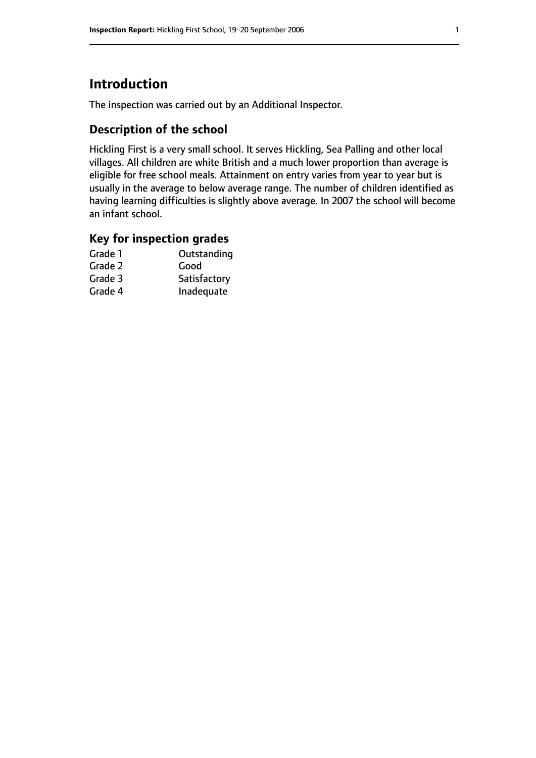# Introduction

The inspection was carried out by an Additional Inspector.

## Description of the school

Hickling First is a very small school. It serves Hickling, Sea Palling and other local villages. All children are white British and a much lower proportion than average is eligible for free school meals. Attainment on entry varies from year to year but is usually in the average to below average range. The number of children identified as having learning difficulties is slightly above average. In 2007 the school will become an infant school.

## Key for inspection grades

| | |
|---|---|
| Grade 1 | Outstanding |
| Grade 2 | Good |
| Grade 3 | Satisfactory |
| Grade 4 | Inadequate |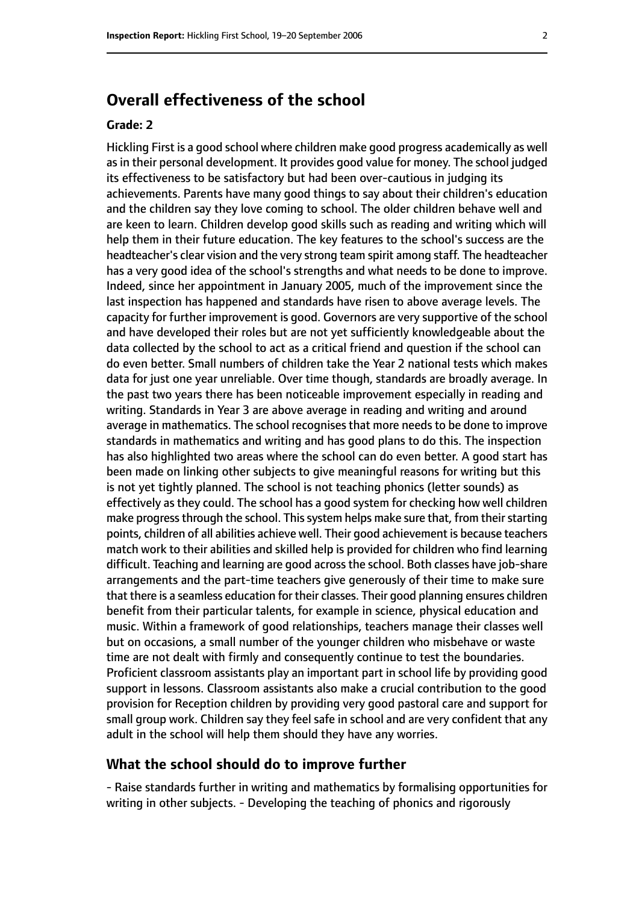## Overall effectiveness of the school

**Grade: 2**

Hickling First is a good school where children make good progress academically as well as in their personal development. It provides good value for money. The school judged its effectiveness to be satisfactory but had been over-cautious in judging its achievements. Parents have many good things to say about their children's education and the children say they love coming to school. The older children behave well and are keen to learn. Children develop good skills such as reading and writing which will help them in their future education. The key features to the school's success are the headteacher's clear vision and the very strong team spirit among staff. The headteacher has a very good idea of the school's strengths and what needs to be done to improve. Indeed, since her appointment in January 2005, much of the improvement since the last inspection has happened and standards have risen to above average levels. The capacity for further improvement is good. Governors are very supportive of the school and have developed their roles but are not yet sufficiently knowledgeable about the data collected by the school to act as a critical friend and question if the school can do even better. Small numbers of children take the Year 2 national tests which makes data for just one year unreliable. Over time though, standards are broadly average. In the past two years there has been noticeable improvement especially in reading and writing. Standards in Year 3 are above average in reading and writing and around average in mathematics. The school recognises that more needs to be done to improve standards in mathematics and writing and has good plans to do this. The inspection has also highlighted two areas where the school can do even better. A good start has been made on linking other subjects to give meaningful reasons for writing but this is not yet tightly planned. The school is not teaching phonics (letter sounds) as effectively as they could. The school has a good system for checking how well children make progress through the school. This system helps make sure that, from their starting points, children of all abilities achieve well. Their good achievement is because teachers match work to their abilities and skilled help is provided for children who find learning difficult. Teaching and learning are good across the school. Both classes have job-share arrangements and the part-time teachers give generously of their time to make sure that there is a seamless education for their classes. Their good planning ensures children benefit from their particular talents, for example in science, physical education and music. Within a framework of good relationships, teachers manage their classes well but on occasions, a small number of the younger children who misbehave or waste time are not dealt with firmly and consequently continue to test the boundaries. Proficient classroom assistants play an important part in school life by providing good support in lessons. Classroom assistants also make a crucial contribution to the good provision for Reception children by providing very good pastoral care and support for small group work. Children say they feel safe in school and are very confident that any adult in the school will help them should they have any worries.

## What the school should do to improve further

- Raise standards further in writing and mathematics by formalising opportunities for writing in other subjects. - Developing the teaching of phonics and rigorously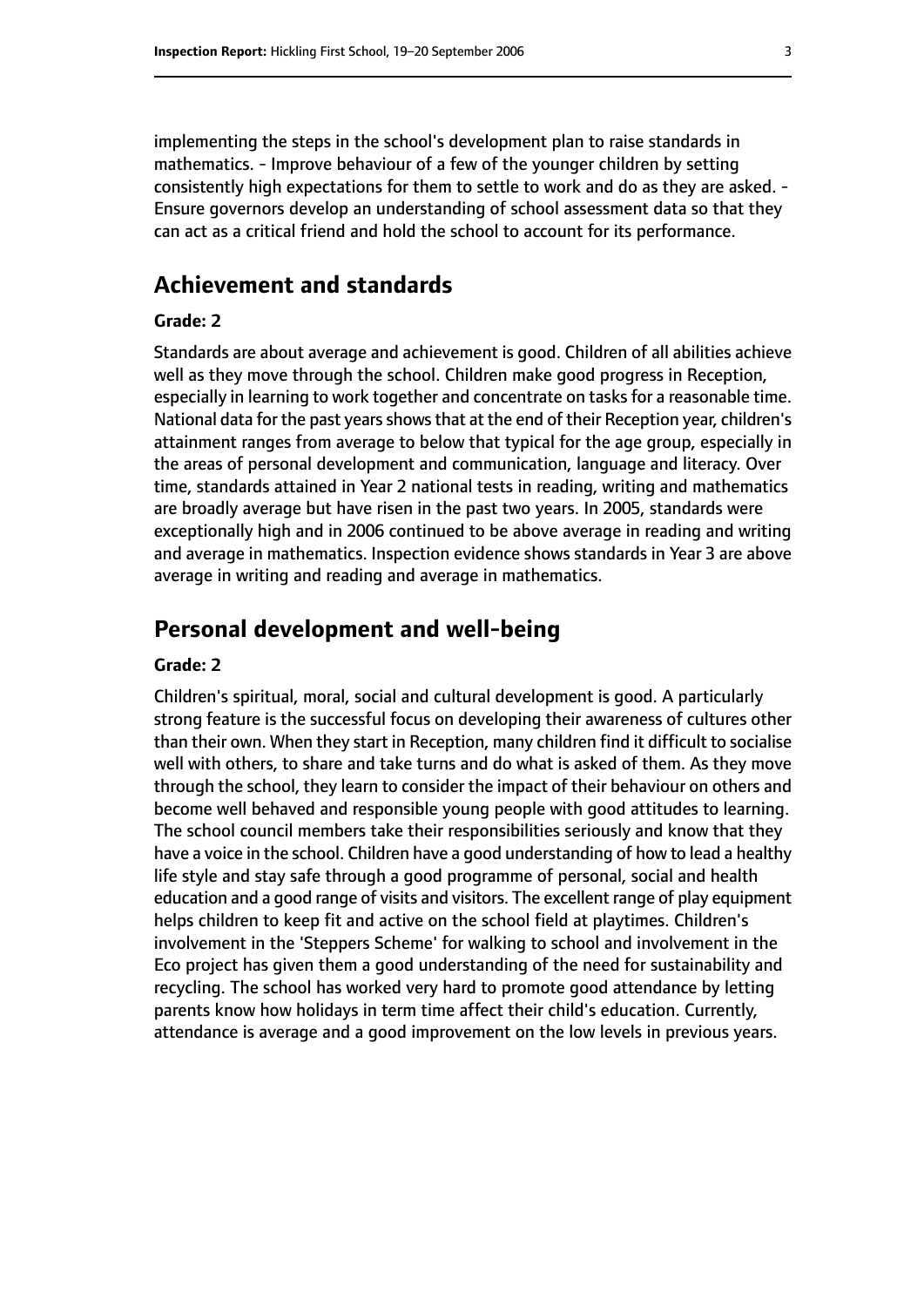implementing the steps in the school's development plan to raise standards in mathematics. - Improve behaviour of a few of the younger children by setting consistently high expectations for them to settle to work and do as they are asked. - Ensure governors develop an understanding of school assessment data so that they can act as a critical friend and hold the school to account for its performance.

## Achievement and standards

#### Grade: 2

Standards are about average and achievement is good. Children of all abilities achieve well as they move through the school. Children make good progress in Reception, especially in learning to work together and concentrate on tasks for a reasonable time. National data for the past years shows that at the end of their Reception year, children's attainment ranges from average to below that typical for the age group, especially in the areas of personal development and communication, language and literacy. Over time, standards attained in Year 2 national tests in reading, writing and mathematics are broadly average but have risen in the past two years. In 2005, standards were exceptionally high and in 2006 continued to be above average in reading and writing and average in mathematics. Inspection evidence shows standards in Year 3 are above average in writing and reading and average in mathematics.

## Personal development and well-being

#### Grade: 2

Children's spiritual, moral, social and cultural development is good. A particularly strong feature is the successful focus on developing their awareness of cultures other than their own. When they start in Reception, many children find it difficult to socialise well with others, to share and take turns and do what is asked of them. As they move through the school, they learn to consider the impact of their behaviour on others and become well behaved and responsible young people with good attitudes to learning. The school council members take their responsibilities seriously and know that they have a voice in the school. Children have a good understanding of how to lead a healthy life style and stay safe through a good programme of personal, social and health education and a good range of visits and visitors. The excellent range of play equipment helps children to keep fit and active on the school field at playtimes. Children's involvement in the 'Steppers Scheme' for walking to school and involvement in the Eco project has given them a good understanding of the need for sustainability and recycling. The school has worked very hard to promote good attendance by letting parents know how holidays in term time affect their child's education. Currently, attendance is average and a good improvement on the low levels in previous years.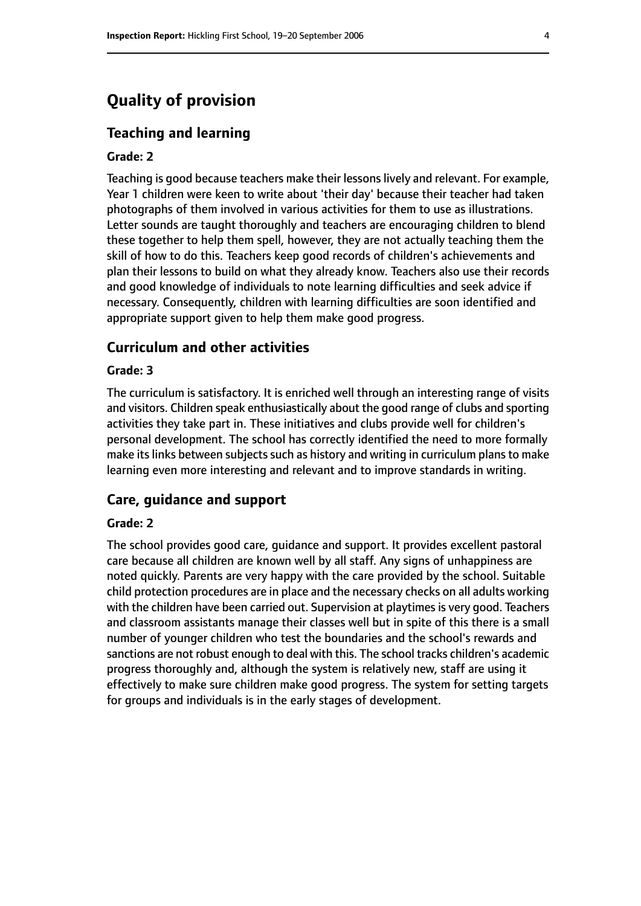# Quality of provision

## Teaching and learning

**Grade: 2**

Teaching is good because teachers make their lessons lively and relevant. For example, Year 1 children were keen to write about 'their day' because their teacher had taken photographs of them involved in various activities for them to use as illustrations. Letter sounds are taught thoroughly and teachers are encouraging children to blend these together to help them spell, however, they are not actually teaching them the skill of how to do this. Teachers keep good records of children's achievements and plan their lessons to build on what they already know. Teachers also use their records and good knowledge of individuals to note learning difficulties and seek advice if necessary. Consequently, children with learning difficulties are soon identified and appropriate support given to help them make good progress.

## Curriculum and other activities

**Grade: 3**

The curriculum is satisfactory. It is enriched well through an interesting range of visits and visitors. Children speak enthusiastically about the good range of clubs and sporting activities they take part in. These initiatives and clubs provide well for children's personal development. The school has correctly identified the need to more formally make its links between subjects such as history and writing in curriculum plans to make learning even more interesting and relevant and to improve standards in writing.

## Care, guidance and support

**Grade: 2**

The school provides good care, guidance and support. It provides excellent pastoral care because all children are known well by all staff. Any signs of unhappiness are noted quickly. Parents are very happy with the care provided by the school. Suitable child protection procedures are in place and the necessary checks on all adults working with the children have been carried out. Supervision at playtimes is very good. Teachers and classroom assistants manage their classes well but in spite of this there is a small number of younger children who test the boundaries and the school's rewards and sanctions are not robust enough to deal with this. The school tracks children's academic progress thoroughly and, although the system is relatively new, staff are using it effectively to make sure children make good progress. The system for setting targets for groups and individuals is in the early stages of development.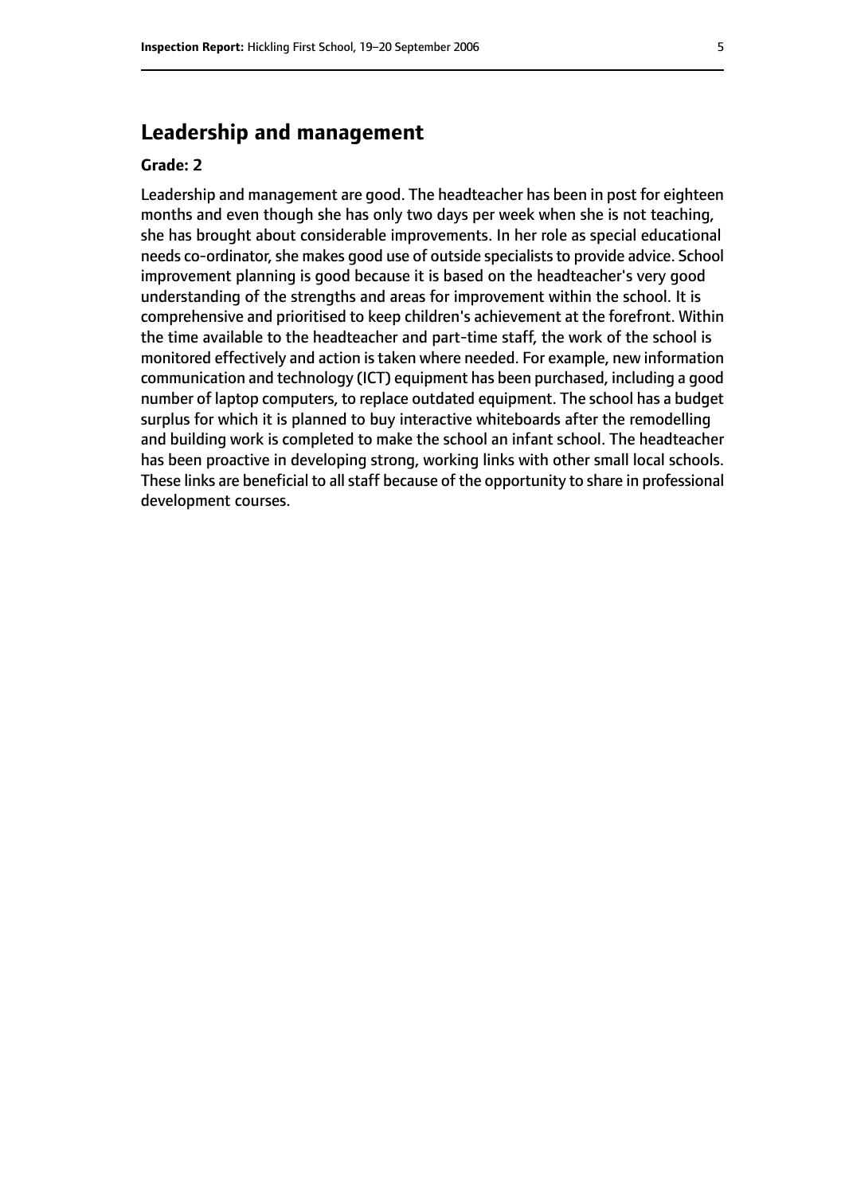## Leadership and management

**Grade: 2**

Leadership and management are good. The headteacher has been in post for eighteen months and even though she has only two days per week when she is not teaching, she has brought about considerable improvements. In her role as special educational needs co-ordinator, she makes good use of outside specialists to provide advice. School improvement planning is good because it is based on the headteacher's very good understanding of the strengths and areas for improvement within the school. It is comprehensive and prioritised to keep children's achievement at the forefront. Within the time available to the headteacher and part-time staff, the work of the school is monitored effectively and action is taken where needed. For example, new information communication and technology (ICT) equipment has been purchased, including a good number of laptop computers, to replace outdated equipment. The school has a budget surplus for which it is planned to buy interactive whiteboards after the remodelling and building work is completed to make the school an infant school. The headteacher has been proactive in developing strong, working links with other small local schools. These links are beneficial to all staff because of the opportunity to share in professional development courses.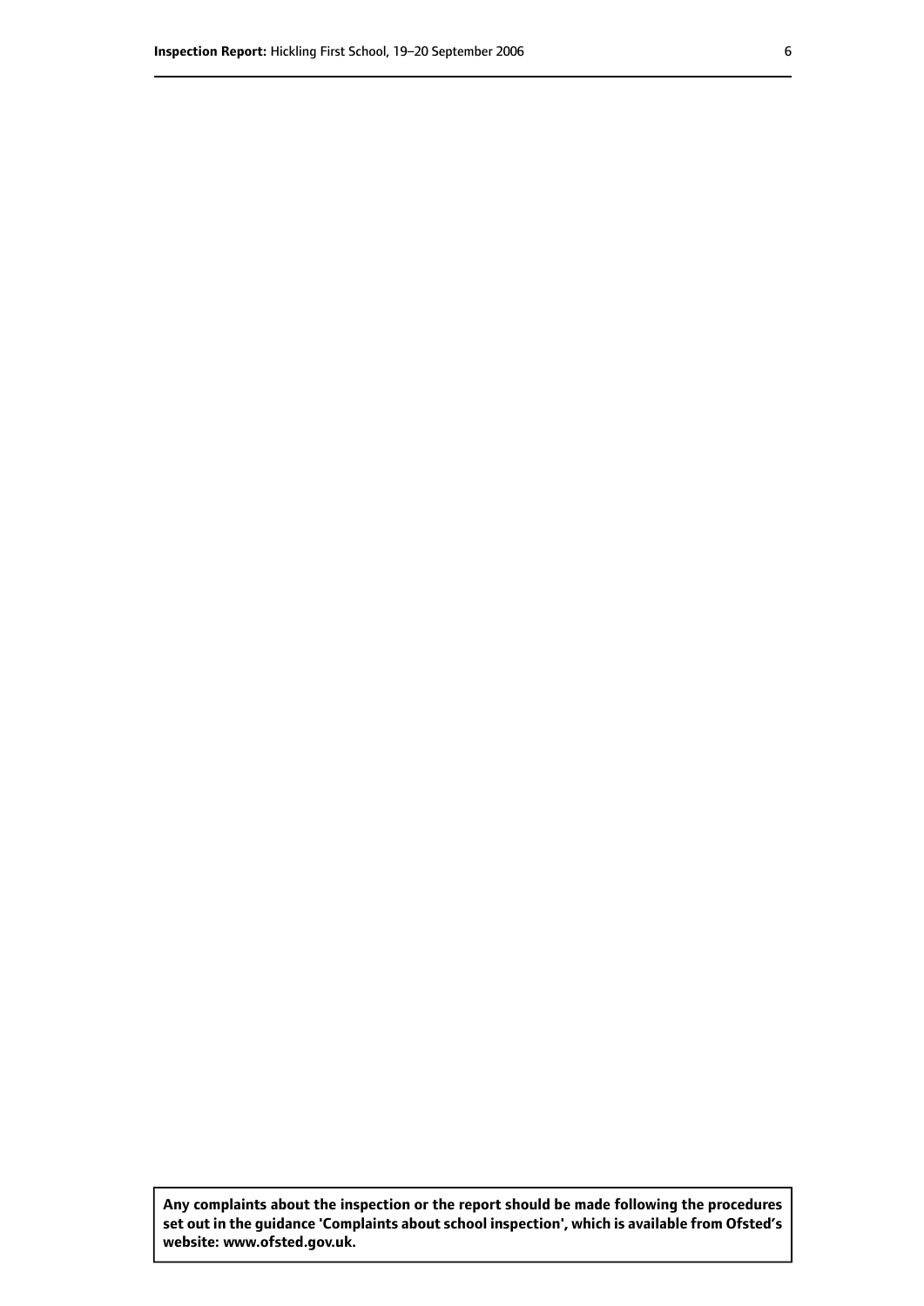**Any complaints about the inspection or the report should be made following the procedures set out in the guidance 'Complaints about school inspection', which is available from Ofsted's website: www.ofsted.gov.uk.**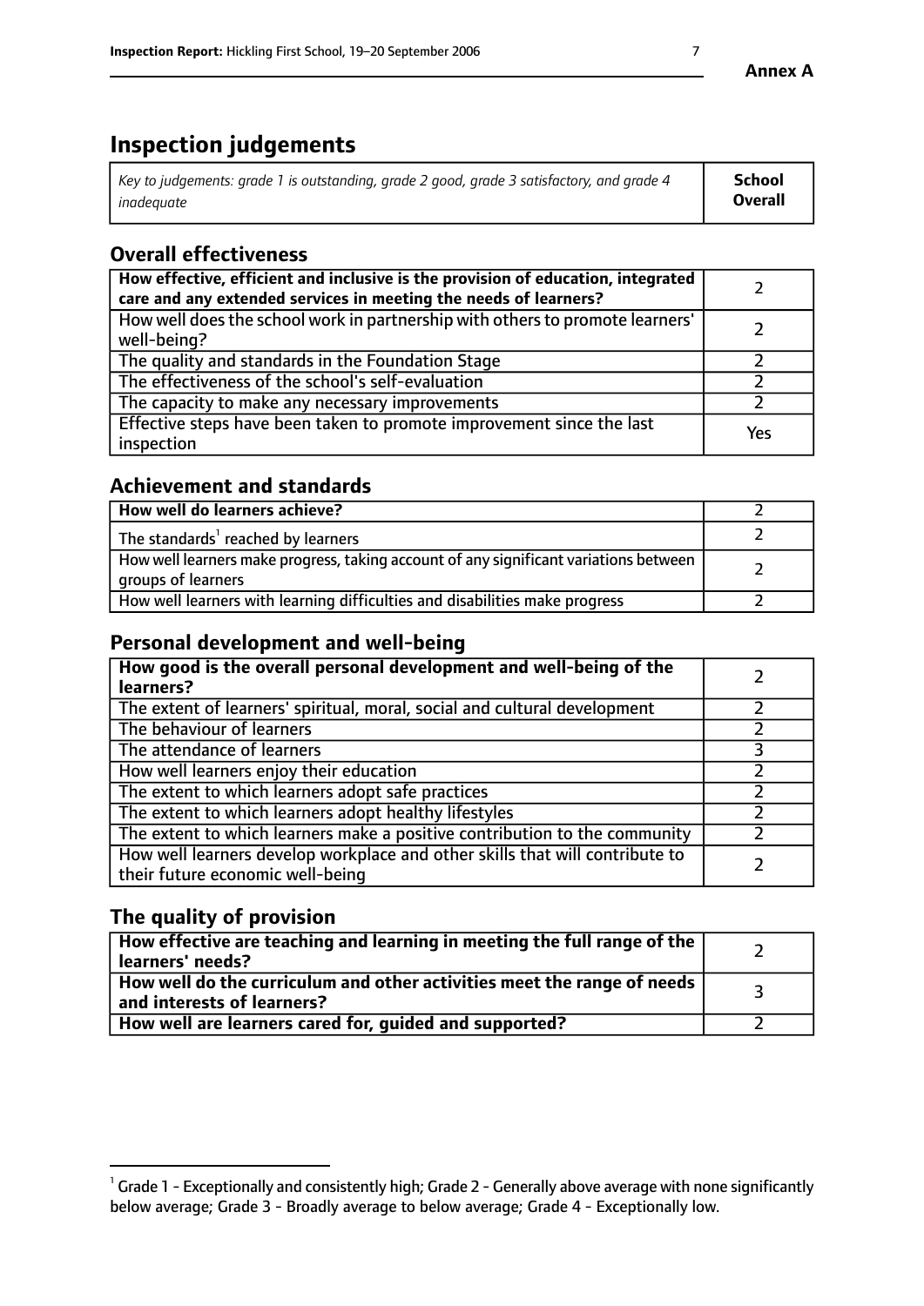**Annex A**

# Inspection judgements

| *Key to judgements: grade 1 is outstanding, grade 2 good, grade 3 satisfactory, and grade 4 inadequate* | **School Overall** |
|---|---|

## Overall effectiveness

| | |
|---|---|
| **How effective, efficient and inclusive is the provision of education, integrated care and any extended services in meeting the needs of learners?** | 2 |
| How well does the school work in partnership with others to promote learners' well-being? | 2 |
| The quality and standards in the Foundation Stage | 2 |
| The effectiveness of the school's self-evaluation | 2 |
| The capacity to make any necessary improvements | 2 |
| Effective steps have been taken to promote improvement since the last inspection | Yes |

## Achievement and standards

| | |
|---|---|
| **How well do learners achieve?** | 2 |
| The standards[1] reached by learners | 2 |
| How well learners make progress, taking account of any significant variations between groups of learners | 2 |
| How well learners with learning difficulties and disabilities make progress | 2 |

## Personal development and well-being

| | |
|---|---|
| **How good is the overall personal development and well-being of the learners?** | 2 |
| The extent of learners' spiritual, moral, social and cultural development | 2 |
| The behaviour of learners | 2 |
| The attendance of learners | 3 |
| How well learners enjoy their education | 2 |
| The extent to which learners adopt safe practices | 2 |
| The extent to which learners adopt healthy lifestyles | 2 |
| The extent to which learners make a positive contribution to the community | 2 |
| How well learners develop workplace and other skills that will contribute to their future economic well-being | 2 |

## The quality of provision

| | |
|---|---|
| **How effective are teaching and learning in meeting the full range of the learners' needs?** | 2 |
| **How well do the curriculum and other activities meet the range of needs and interests of learners?** | 3 |
| **How well are learners cared for, guided and supported?** | 2 |

[1] Grade 1 - Exceptionally and consistently high; Grade 2 - Generally above average with none significantly below average; Grade 3 - Broadly average to below average; Grade 4 - Exceptionally low.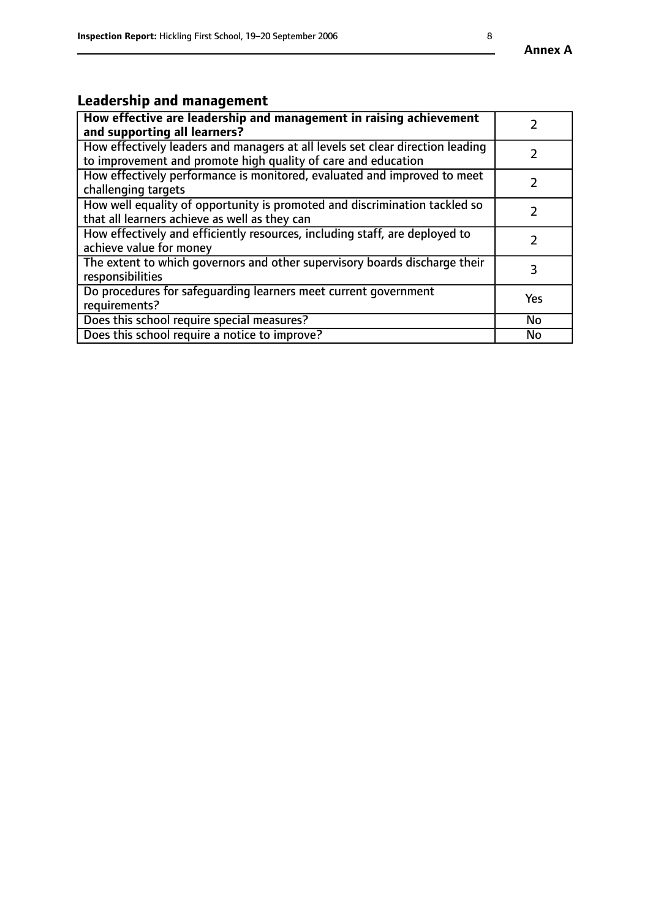## Leadership and management

| How effective are leadership and management in raising achievement and supporting all learners? | 2 |
|---|---|
| How effectively leaders and managers at all levels set clear direction leading to improvement and promote high quality of care and education | 2 |
| How effectively performance is monitored, evaluated and improved to meet challenging targets | 2 |
| How well equality of opportunity is promoted and discrimination tackled so that all learners achieve as well as they can | 2 |
| How effectively and efficiently resources, including staff, are deployed to achieve value for money | 2 |
| The extent to which governors and other supervisory boards discharge their responsibilities | 3 |
| Do procedures for safeguarding learners meet current government requirements? | Yes |
| Does this school require special measures? | No |
| Does this school require a notice to improve? | No |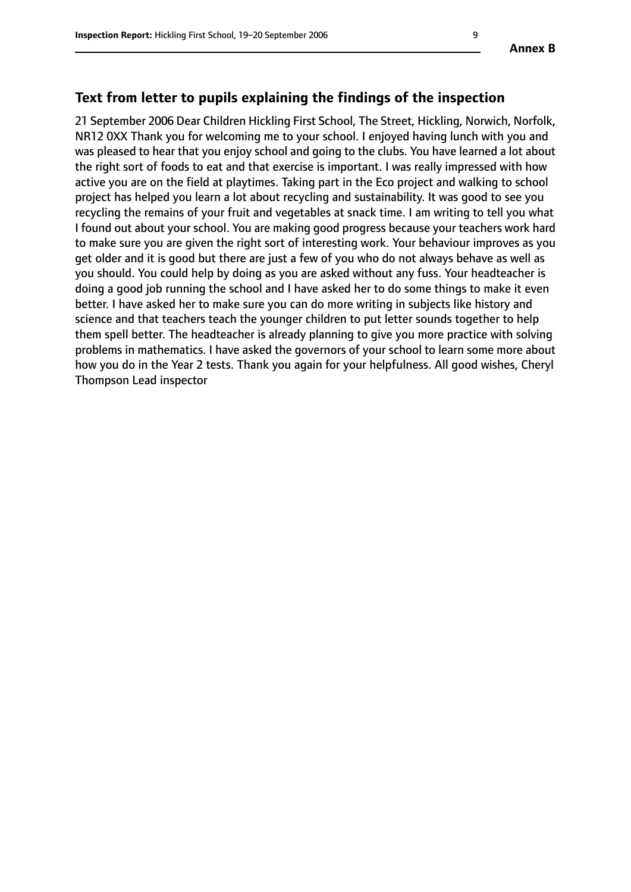## Text from letter to pupils explaining the findings of the inspection

21 September 2006 Dear Children Hickling First School, The Street, Hickling, Norwich, Norfolk, NR12 0XX Thank you for welcoming me to your school. I enjoyed having lunch with you and was pleased to hear that you enjoy school and going to the clubs. You have learned a lot about the right sort of foods to eat and that exercise is important. I was really impressed with how active you are on the field at playtimes. Taking part in the Eco project and walking to school project has helped you learn a lot about recycling and sustainability. It was good to see you recycling the remains of your fruit and vegetables at snack time. I am writing to tell you what I found out about your school. You are making good progress because your teachers work hard to make sure you are given the right sort of interesting work. Your behaviour improves as you get older and it is good but there are just a few of you who do not always behave as well as you should. You could help by doing as you are asked without any fuss. Your headteacher is doing a good job running the school and I have asked her to do some things to make it even better. I have asked her to make sure you can do more writing in subjects like history and science and that teachers teach the younger children to put letter sounds together to help them spell better. The headteacher is already planning to give you more practice with solving problems in mathematics. I have asked the governors of your school to learn some more about how you do in the Year 2 tests. Thank you again for your helpfulness. All good wishes, Cheryl Thompson Lead inspector